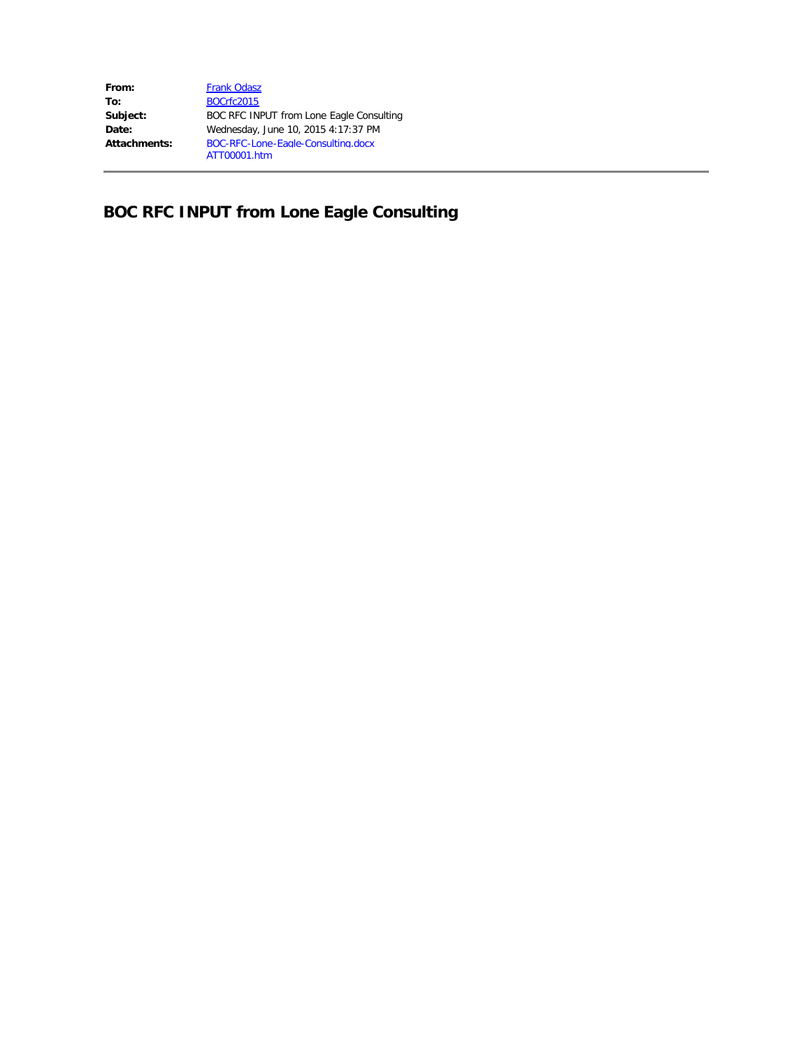| | |
|---|---|
| **From:** | Frank Odasz |
| **To:** | BOCrfc2015 |
| **Subject:** | BOC RFC INPUT from Lone Eagle Consulting |
| **Date:** | Wednesday, June 10, 2015 4:17:37 PM |
| **Attachments:** | BOC-RFC-Lone-Eagle-Consulting.docx<br>ATT00001.htm |

# BOC RFC INPUT from Lone Eagle Consulting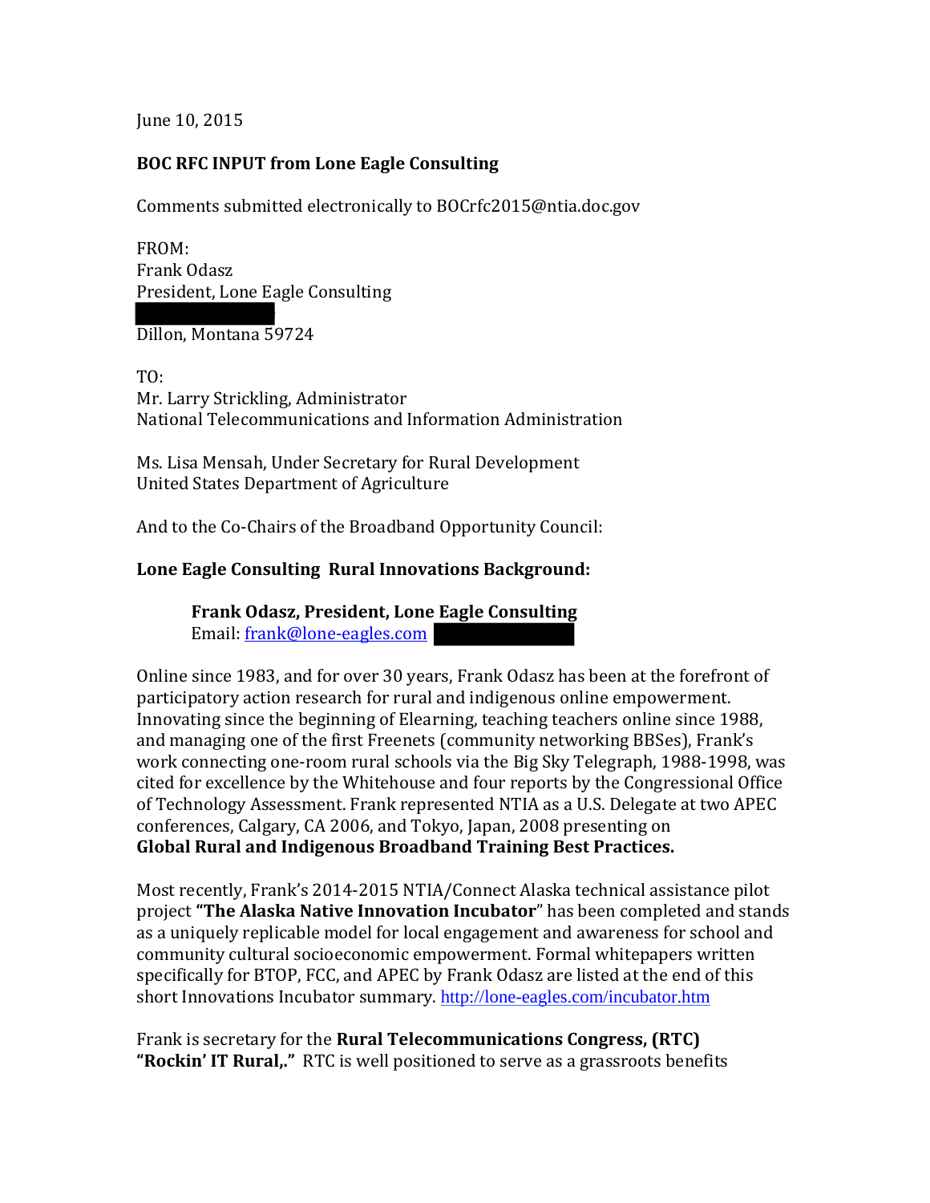June 10, 2015

**BOC RFC INPUT from Lone Eagle Consulting**

Comments submitted electronically to BOCrfc2015@ntia.doc.gov

FROM:
Frank Odasz
President, Lone Eagle Consulting

Dillon, Montana 59724

TO:
Mr. Larry Strickling, Administrator
National Telecommunications and Information Administration

Ms. Lisa Mensah, Under Secretary for Rural Development
United States Department of Agriculture

And to the Co-Chairs of the Broadband Opportunity Council:

**Lone Eagle Consulting Rural Innovations Background:**

> **Frank Odasz, President, Lone Eagle Consulting**
> Email: [frank@lone-eagles.com](mailto:frank@lone-eagles.com)

Online since 1983, and for over 30 years, Frank Odasz has been at the forefront of participatory action research for rural and indigenous online empowerment. Innovating since the beginning of Elearning, teaching teachers online since 1988, and managing one of the first Freenets (community networking BBSes), Frank's work connecting one-room rural schools via the Big Sky Telegraph, 1988-1998, was cited for excellence by the Whitehouse and four reports by the Congressional Office of Technology Assessment. Frank represented NTIA as a U.S. Delegate at two APEC conferences, Calgary, CA 2006, and Tokyo, Japan, 2008 presenting on **Global Rural and Indigenous Broadband Training Best Practices.**

Most recently, Frank's 2014-2015 NTIA/Connect Alaska technical assistance pilot project **"The Alaska Native Innovation Incubator"** has been completed and stands as a uniquely replicable model for local engagement and awareness for school and community cultural socioeconomic empowerment. Formal whitepapers written specifically for BTOP, FCC, and APEC by Frank Odasz are listed at the end of this short Innovations Incubator summary. http://lone-eagles.com/incubator.htm

Frank is secretary for the **Rural Telecommunications Congress, (RTC) "Rockin' IT Rural,."** RTC is well positioned to serve as a grassroots benefits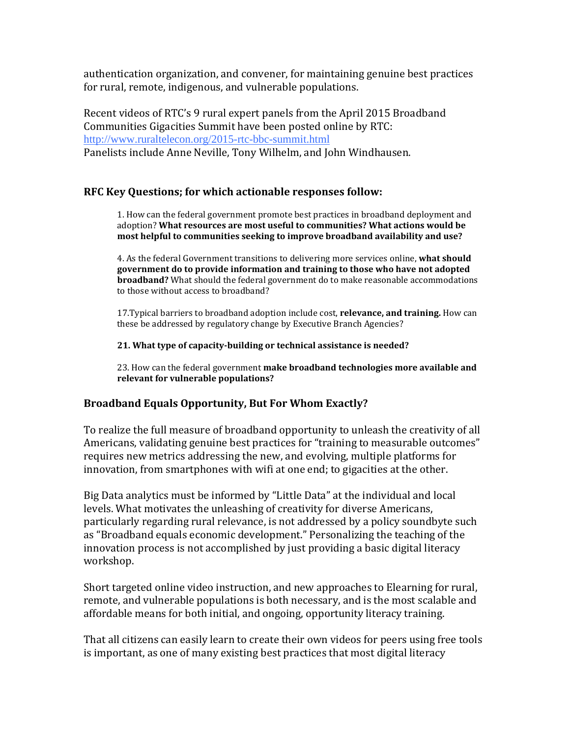authentication organization, and convener, for maintaining genuine best practices for rural, remote, indigenous, and vulnerable populations.

Recent videos of RTC's 9 rural expert panels from the April 2015 Broadband Communities Gigacities Summit have been posted online by RTC: http://www.ruraltelecon.org/2015-rtc-bbc-summit.html
Panelists include Anne Neville, Tony Wilhelm, and John Windhausen.

### RFC Key Questions; for which actionable responses follow:

> 1. How can the federal government promote best practices in broadband deployment and adoption? **What resources are most useful to communities? What actions would be most helpful to communities seeking to improve broadband availability and use?**
>
> 4. As the federal Government transitions to delivering more services online, **what should government do to provide information and training to those who have not adopted broadband?** What should the federal government do to make reasonable accommodations to those without access to broadband?
>
> 17.Typical barriers to broadband adoption include cost, **relevance, and training.** How can these be addressed by regulatory change by Executive Branch Agencies?
>
> **21. What type of capacity-building or technical assistance is needed?**
>
> 23. How can the federal government **make broadband technologies more available and relevant for vulnerable populations?**

### Broadband Equals Opportunity, But For Whom Exactly?

To realize the full measure of broadband opportunity to unleash the creativity of all Americans, validating genuine best practices for "training to measurable outcomes" requires new metrics addressing the new, and evolving, multiple platforms for innovation, from smartphones with wifi at one end; to gigacities at the other.

Big Data analytics must be informed by "Little Data" at the individual and local levels. What motivates the unleashing of creativity for diverse Americans, particularly regarding rural relevance, is not addressed by a policy soundbyte such as "Broadband equals economic development." Personalizing the teaching of the innovation process is not accomplished by just providing a basic digital literacy workshop.

Short targeted online video instruction, and new approaches to Elearning for rural, remote, and vulnerable populations is both necessary, and is the most scalable and affordable means for both initial, and ongoing, opportunity literacy training.

That all citizens can easily learn to create their own videos for peers using free tools is important, as one of many existing best practices that most digital literacy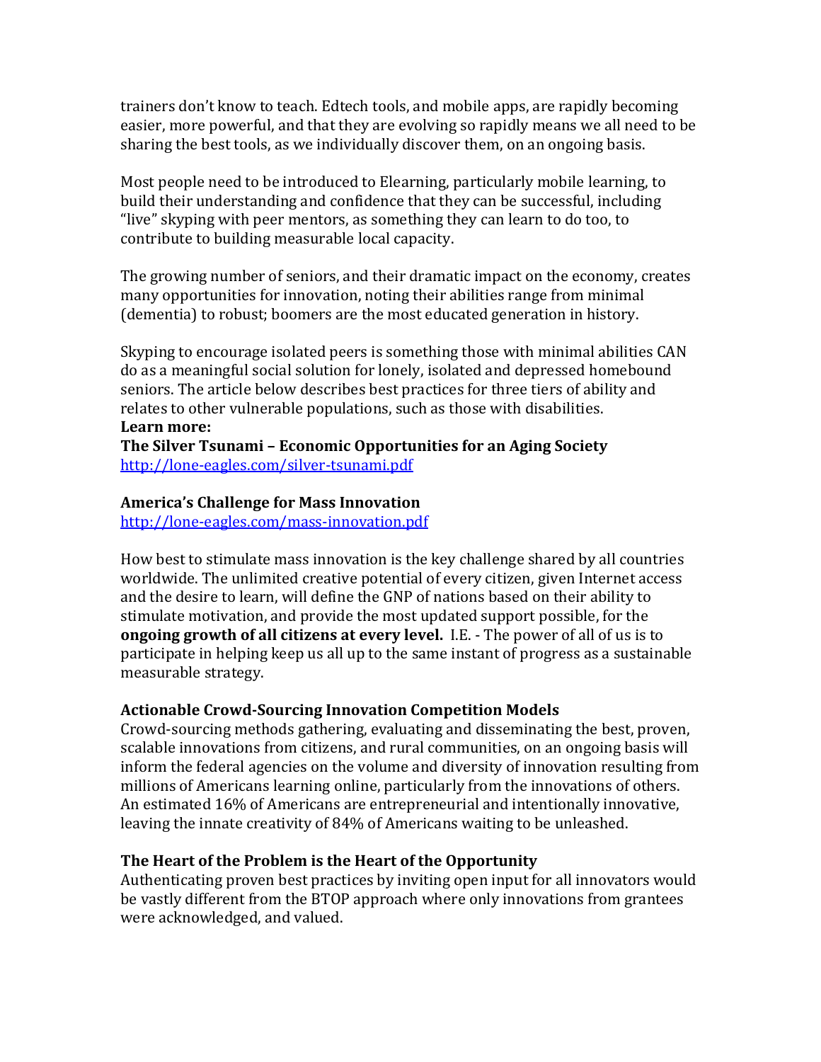trainers don't know to teach. Edtech tools, and mobile apps, are rapidly becoming easier, more powerful, and that they are evolving so rapidly means we all need to be sharing the best tools, as we individually discover them, on an ongoing basis.

Most people need to be introduced to Elearning, particularly mobile learning, to build their understanding and confidence that they can be successful, including "live" skyping with peer mentors, as something they can learn to do too, to contribute to building measurable local capacity.

The growing number of seniors, and their dramatic impact on the economy, creates many opportunities for innovation, noting their abilities range from minimal (dementia) to robust; boomers are the most educated generation in history.

Skyping to encourage isolated peers is something those with minimal abilities CAN do as a meaningful social solution for lonely, isolated and depressed homebound seniors. The article below describes best practices for three tiers of ability and relates to other vulnerable populations, such as those with disabilities.

**Learn more:**

**The Silver Tsunami – Economic Opportunities for an Aging Society**
http://lone-eagles.com/silver-tsunami.pdf

**America's Challenge for Mass Innovation**
http://lone-eagles.com/mass-innovation.pdf

How best to stimulate mass innovation is the key challenge shared by all countries worldwide. The unlimited creative potential of every citizen, given Internet access and the desire to learn, will define the GNP of nations based on their ability to stimulate motivation, and provide the most updated support possible, for the **ongoing growth of all citizens at every level.** I.E. - The power of all of us is to participate in helping keep us all up to the same instant of progress as a sustainable measurable strategy.

**Actionable Crowd-Sourcing Innovation Competition Models**
Crowd-sourcing methods gathering, evaluating and disseminating the best, proven, scalable innovations from citizens, and rural communities, on an ongoing basis will inform the federal agencies on the volume and diversity of innovation resulting from millions of Americans learning online, particularly from the innovations of others. An estimated 16% of Americans are entrepreneurial and intentionally innovative, leaving the innate creativity of 84% of Americans waiting to be unleashed.

**The Heart of the Problem is the Heart of the Opportunity**
Authenticating proven best practices by inviting open input for all innovators would be vastly different from the BTOP approach where only innovations from grantees were acknowledged, and valued.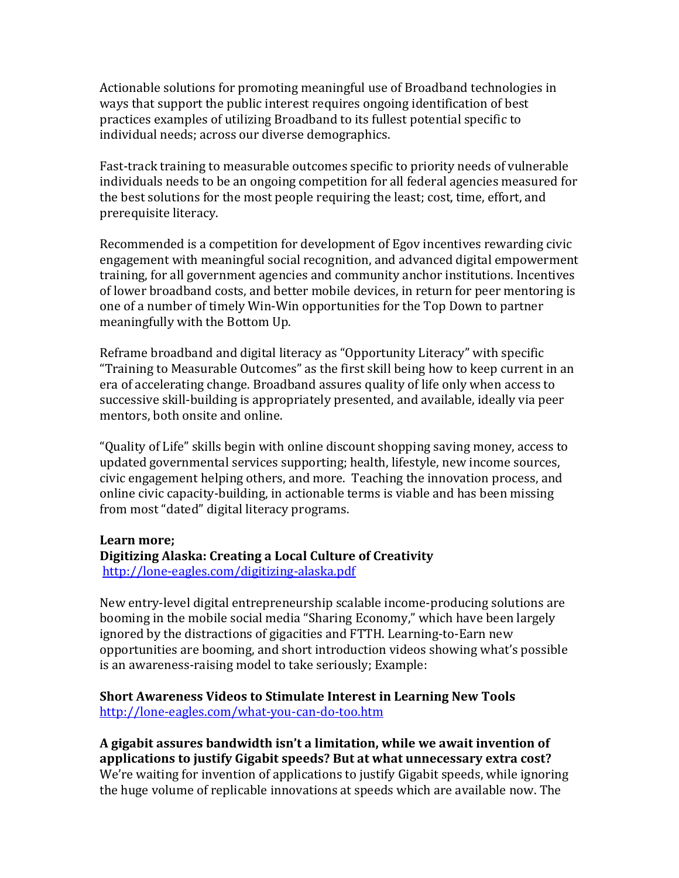Actionable solutions for promoting meaningful use of Broadband technologies in ways that support the public interest requires ongoing identification of best practices examples of utilizing Broadband to its fullest potential specific to individual needs; across our diverse demographics.

Fast-track training to measurable outcomes specific to priority needs of vulnerable individuals needs to be an ongoing competition for all federal agencies measured for the best solutions for the most people requiring the least; cost, time, effort, and prerequisite literacy.

Recommended is a competition for development of Egov incentives rewarding civic engagement with meaningful social recognition, and advanced digital empowerment training, for all government agencies and community anchor institutions. Incentives of lower broadband costs, and better mobile devices, in return for peer mentoring is one of a number of timely Win-Win opportunities for the Top Down to partner meaningfully with the Bottom Up.

Reframe broadband and digital literacy as "Opportunity Literacy" with specific "Training to Measurable Outcomes" as the first skill being how to keep current in an era of accelerating change. Broadband assures quality of life only when access to successive skill-building is appropriately presented, and available, ideally via peer mentors, both onsite and online.

"Quality of Life" skills begin with online discount shopping saving money, access to updated governmental services supporting; health, lifestyle, new income sources, civic engagement helping others, and more. Teaching the innovation process, and online civic capacity-building, in actionable terms is viable and has been missing from most "dated" digital literacy programs.

**Learn more;**
**Digitizing Alaska: Creating a Local Culture of Creativity**
http://lone-eagles.com/digitizing-alaska.pdf

New entry-level digital entrepreneurship scalable income-producing solutions are booming in the mobile social media "Sharing Economy," which have been largely ignored by the distractions of gigacities and FTTH. Learning-to-Earn new opportunities are booming, and short introduction videos showing what's possible is an awareness-raising model to take seriously; Example:

**Short Awareness Videos to Stimulate Interest in Learning New Tools**
http://lone-eagles.com/what-you-can-do-too.htm

**A gigabit assures bandwidth isn't a limitation, while we await invention of applications to justify Gigabit speeds? But at what unnecessary extra cost?**
We're waiting for invention of applications to justify Gigabit speeds, while ignoring the huge volume of replicable innovations at speeds which are available now. The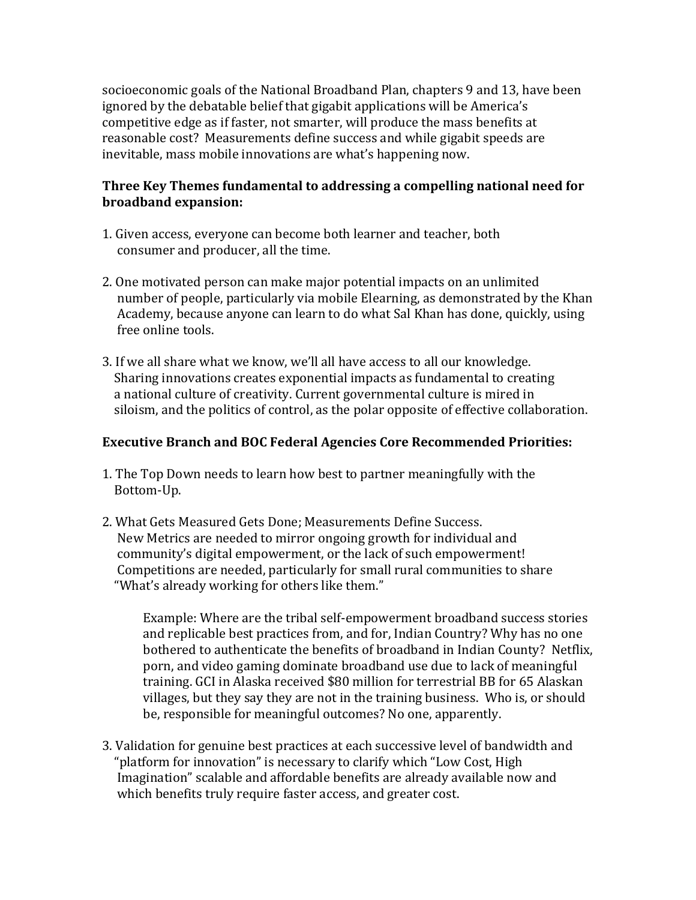socioeconomic goals of the National Broadband Plan, chapters 9 and 13, have been ignored by the debatable belief that gigabit applications will be America's competitive edge as if faster, not smarter, will produce the mass benefits at reasonable cost? Measurements define success and while gigabit speeds are inevitable, mass mobile innovations are what's happening now.

**Three Key Themes fundamental to addressing a compelling national need for broadband expansion:**

1. Given access, everyone can become both learner and teacher, both consumer and producer, all the time.

2. One motivated person can make major potential impacts on an unlimited number of people, particularly via mobile Elearning, as demonstrated by the Khan Academy, because anyone can learn to do what Sal Khan has done, quickly, using free online tools.

3. If we all share what we know, we'll all have access to all our knowledge. Sharing innovations creates exponential impacts as fundamental to creating a national culture of creativity. Current governmental culture is mired in siloism, and the politics of control, as the polar opposite of effective collaboration.

**Executive Branch and BOC Federal Agencies Core Recommended Priorities:**

1. The Top Down needs to learn how best to partner meaningfully with the Bottom-Up.

2. What Gets Measured Gets Done; Measurements Define Success. New Metrics are needed to mirror ongoing growth for individual and community's digital empowerment, or the lack of such empowerment! Competitions are needed, particularly for small rural communities to share "What's already working for others like them."

   Example: Where are the tribal self-empowerment broadband success stories and replicable best practices from, and for, Indian Country? Why has no one bothered to authenticate the benefits of broadband in Indian County? Netflix, porn, and video gaming dominate broadband use due to lack of meaningful training. GCI in Alaska received $80 million for terrestrial BB for 65 Alaskan villages, but they say they are not in the training business. Who is, or should be, responsible for meaningful outcomes? No one, apparently.

3. Validation for genuine best practices at each successive level of bandwidth and "platform for innovation" is necessary to clarify which "Low Cost, High Imagination" scalable and affordable benefits are already available now and which benefits truly require faster access, and greater cost.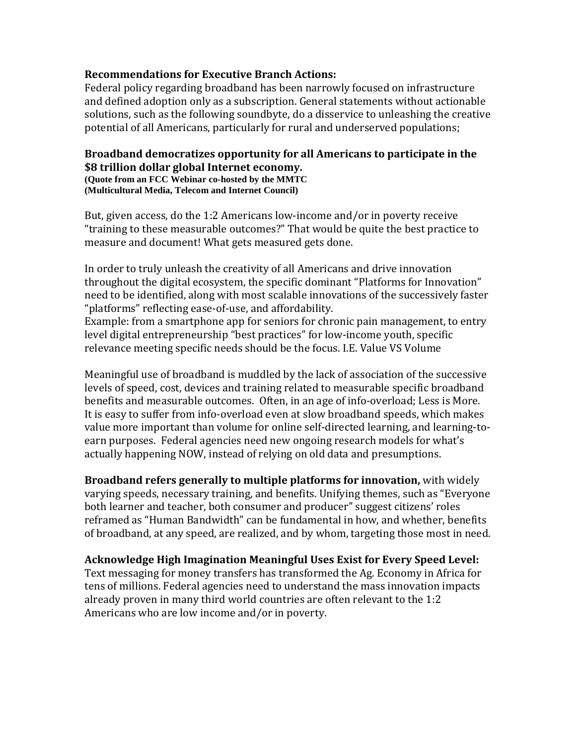**Recommendations for Executive Branch Actions:**

Federal policy regarding broadband has been narrowly focused on infrastructure and defined adoption only as a subscription. General statements without actionable solutions, such as the following soundbyte, do a disservice to unleashing the creative potential of all Americans, particularly for rural and underserved populations;

**Broadband democratizes opportunity for all Americans to participate in the $8 trillion dollar global Internet economy.**
**(Quote from an FCC Webinar co-hosted by the MMTC**
**(Multicultural Media, Telecom and Internet Council)**

But, given access, do the 1:2 Americans low-income and/or in poverty receive "training to these measurable outcomes?" That would be quite the best practice to measure and document! What gets measured gets done.

In order to truly unleash the creativity of all Americans and drive innovation throughout the digital ecosystem, the specific dominant "Platforms for Innovation" need to be identified, along with most scalable innovations of the successively faster "platforms" reflecting ease-of-use, and affordability.
Example: from a smartphone app for seniors for chronic pain management, to entry level digital entrepreneurship "best practices" for low-income youth, specific relevance meeting specific needs should be the focus. I.E. Value VS Volume

Meaningful use of broadband is muddled by the lack of association of the successive levels of speed, cost, devices and training related to measurable specific broadband benefits and measurable outcomes. Often, in an age of info-overload; Less is More. It is easy to suffer from info-overload even at slow broadband speeds, which makes value more important than volume for online self-directed learning, and learning-to-earn purposes. Federal agencies need new ongoing research models for what's actually happening NOW, instead of relying on old data and presumptions.

**Broadband refers generally to multiple platforms for innovation,** with widely varying speeds, necessary training, and benefits. Unifying themes, such as "Everyone both learner and teacher, both consumer and producer" suggest citizens' roles reframed as "Human Bandwidth" can be fundamental in how, and whether, benefits of broadband, at any speed, are realized, and by whom, targeting those most in need.

**Acknowledge High Imagination Meaningful Uses Exist for Every Speed Level:**
Text messaging for money transfers has transformed the Ag. Economy in Africa for tens of millions. Federal agencies need to understand the mass innovation impacts already proven in many third world countries are often relevant to the 1:2 Americans who are low income and/or in poverty.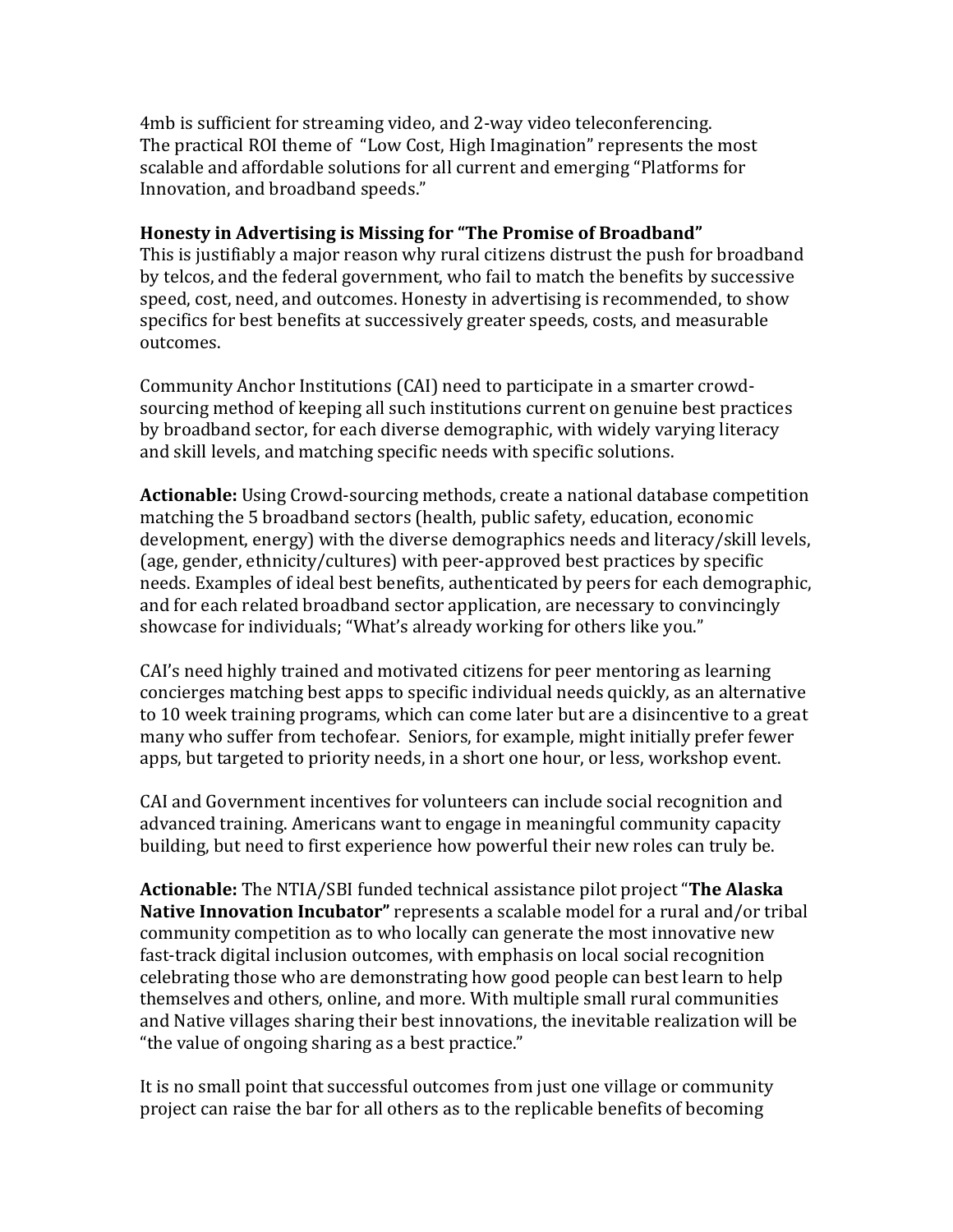4mb is sufficient for streaming video, and 2-way video teleconferencing.
The practical ROI theme of "Low Cost, High Imagination" represents the most scalable and affordable solutions for all current and emerging "Platforms for Innovation, and broadband speeds."

**Honesty in Advertising is Missing for "The Promise of Broadband"**
This is justifiably a major reason why rural citizens distrust the push for broadband by telcos, and the federal government, who fail to match the benefits by successive speed, cost, need, and outcomes. Honesty in advertising is recommended, to show specifics for best benefits at successively greater speeds, costs, and measurable outcomes.

Community Anchor Institutions (CAI) need to participate in a smarter crowd-sourcing method of keeping all such institutions current on genuine best practices by broadband sector, for each diverse demographic, with widely varying literacy and skill levels, and matching specific needs with specific solutions.

**Actionable:** Using Crowd-sourcing methods, create a national database competition matching the 5 broadband sectors (health, public safety, education, economic development, energy) with the diverse demographics needs and literacy/skill levels, (age, gender, ethnicity/cultures) with peer-approved best practices by specific needs. Examples of ideal best benefits, authenticated by peers for each demographic, and for each related broadband sector application, are necessary to convincingly showcase for individuals; "What's already working for others like you."

CAI's need highly trained and motivated citizens for peer mentoring as learning concierges matching best apps to specific individual needs quickly, as an alternative to 10 week training programs, which can come later but are a disincentive to a great many who suffer from techofear. Seniors, for example, might initially prefer fewer apps, but targeted to priority needs, in a short one hour, or less, workshop event.

CAI and Government incentives for volunteers can include social recognition and advanced training. Americans want to engage in meaningful community capacity building, but need to first experience how powerful their new roles can truly be.

**Actionable:** The NTIA/SBI funded technical assistance pilot project "**The Alaska Native Innovation Incubator"** represents a scalable model for a rural and/or tribal community competition as to who locally can generate the most innovative new fast-track digital inclusion outcomes, with emphasis on local social recognition celebrating those who are demonstrating how good people can best learn to help themselves and others, online, and more. With multiple small rural communities and Native villages sharing their best innovations, the inevitable realization will be "the value of ongoing sharing as a best practice."

It is no small point that successful outcomes from just one village or community project can raise the bar for all others as to the replicable benefits of becoming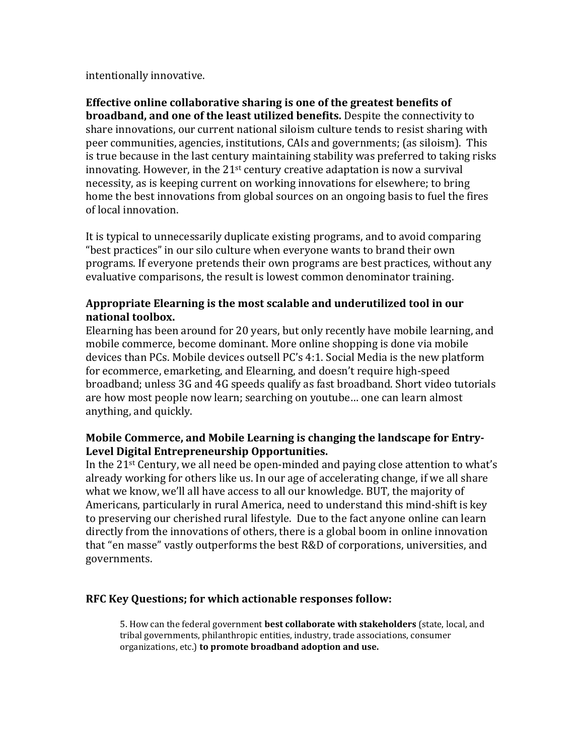intentionally innovative.

**Effective online collaborative sharing is one of the greatest benefits of broadband, and one of the least utilized benefits.** Despite the connectivity to share innovations, our current national siloism culture tends to resist sharing with peer communities, agencies, institutions, CAIs and governments; (as siloism). This is true because in the last century maintaining stability was preferred to taking risks innovating. However, in the 21st century creative adaptation is now a survival necessity, as is keeping current on working innovations for elsewhere; to bring home the best innovations from global sources on an ongoing basis to fuel the fires of local innovation.

It is typical to unnecessarily duplicate existing programs, and to avoid comparing "best practices" in our silo culture when everyone wants to brand their own programs. If everyone pretends their own programs are best practices, without any evaluative comparisons, the result is lowest common denominator training.

**Appropriate Elearning is the most scalable and underutilized tool in our national toolbox.**

Elearning has been around for 20 years, but only recently have mobile learning, and mobile commerce, become dominant. More online shopping is done via mobile devices than PCs. Mobile devices outsell PC's 4:1. Social Media is the new platform for ecommerce, emarketing, and Elearning, and doesn't require high-speed broadband; unless 3G and 4G speeds qualify as fast broadband. Short video tutorials are how most people now learn; searching on youtube… one can learn almost anything, and quickly.

**Mobile Commerce, and Mobile Learning is changing the landscape for Entry-Level Digital Entrepreneurship Opportunities.**

In the 21st Century, we all need be open-minded and paying close attention to what's already working for others like us. In our age of accelerating change, if we all share what we know, we'll all have access to all our knowledge. BUT, the majority of Americans, particularly in rural America, need to understand this mind-shift is key to preserving our cherished rural lifestyle. Due to the fact anyone online can learn directly from the innovations of others, there is a global boom in online innovation that "en masse" vastly outperforms the best R&D of corporations, universities, and governments.

**RFC Key Questions; for which actionable responses follow:**

> 5. How can the federal government **best collaborate with stakeholders** (state, local, and tribal governments, philanthropic entities, industry, trade associations, consumer organizations, etc.) **to promote broadband adoption and use.**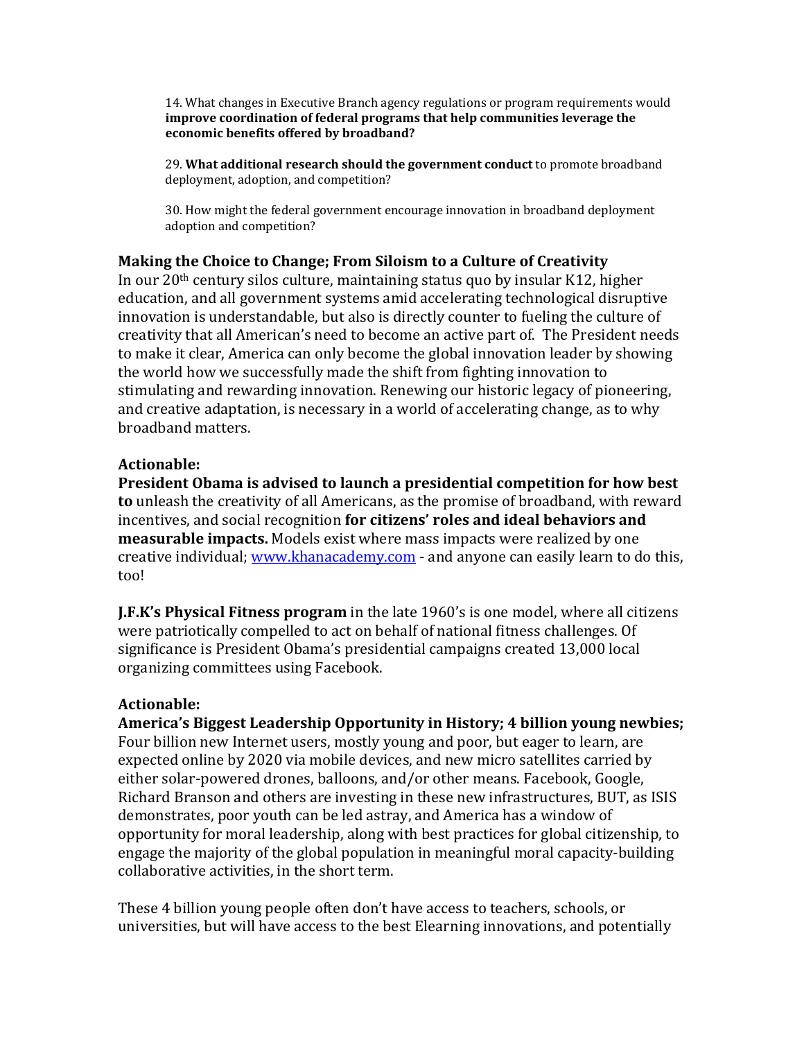14. What changes in Executive Branch agency regulations or program requirements would **improve coordination of federal programs that help communities leverage the economic benefits offered by broadband?**

29. **What additional research should the government conduct** to promote broadband deployment, adoption, and competition?

30. How might the federal government encourage innovation in broadband deployment adoption and competition?

**Making the Choice to Change; From Siloism to a Culture of Creativity**

In our 20th century silos culture, maintaining status quo by insular K12, higher education, and all government systems amid accelerating technological disruptive innovation is understandable, but also is directly counter to fueling the culture of creativity that all American's need to become an active part of. The President needs to make it clear, America can only become the global innovation leader by showing the world how we successfully made the shift from fighting innovation to stimulating and rewarding innovation. Renewing our historic legacy of pioneering, and creative adaptation, is necessary in a world of accelerating change, as to why broadband matters.

**Actionable:**

**President Obama is advised to launch a presidential competition for how best to** unleash the creativity of all Americans, as the promise of broadband, with reward incentives, and social recognition **for citizens' roles and ideal behaviors and measurable impacts.** Models exist where mass impacts were realized by one creative individual; [www.khanacademy.com](http://www.khanacademy.com) - and anyone can easily learn to do this, too!

**J.F.K's Physical Fitness program** in the late 1960's is one model, where all citizens were patriotically compelled to act on behalf of national fitness challenges. Of significance is President Obama's presidential campaigns created 13,000 local organizing committees using Facebook.

**Actionable:**

**America's Biggest Leadership Opportunity in History; 4 billion young newbies;** Four billion new Internet users, mostly young and poor, but eager to learn, are expected online by 2020 via mobile devices, and new micro satellites carried by either solar-powered drones, balloons, and/or other means. Facebook, Google, Richard Branson and others are investing in these new infrastructures, BUT, as ISIS demonstrates, poor youth can be led astray, and America has a window of opportunity for moral leadership, along with best practices for global citizenship, to engage the majority of the global population in meaningful moral capacity-building collaborative activities, in the short term.

These 4 billion young people often don't have access to teachers, schools, or universities, but will have access to the best Elearning innovations, and potentially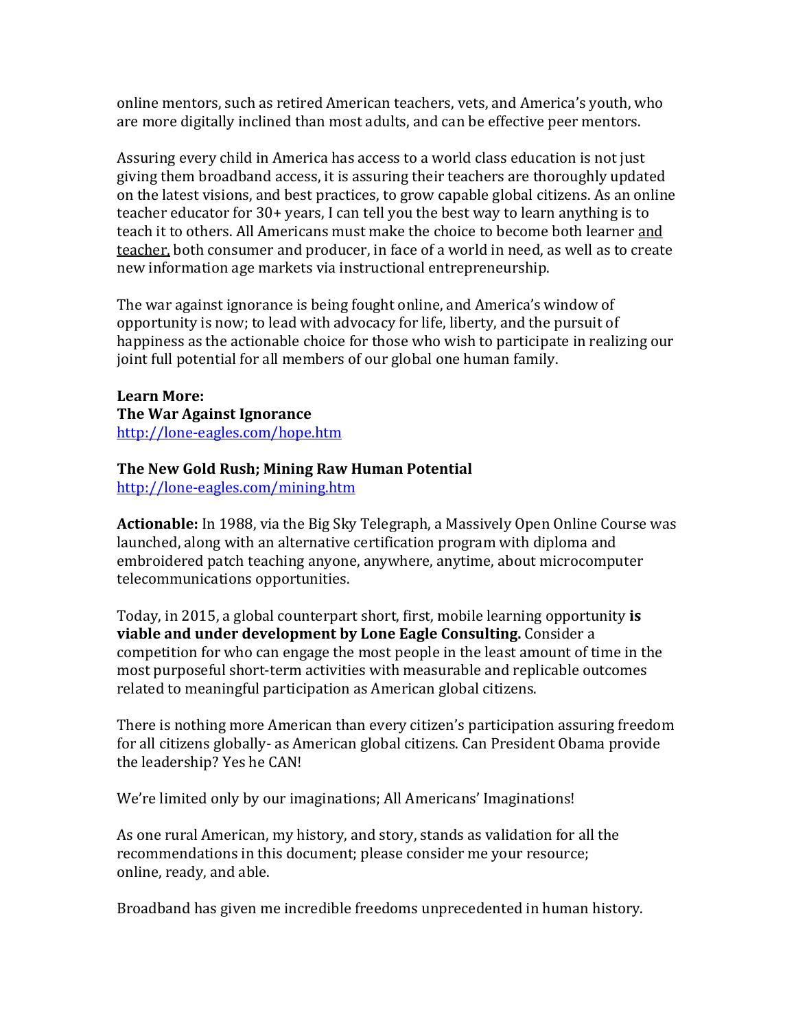online mentors, such as retired American teachers, vets, and America's youth, who are more digitally inclined than most adults, and can be effective peer mentors.

Assuring every child in America has access to a world class education is not just giving them broadband access, it is assuring their teachers are thoroughly updated on the latest visions, and best practices, to grow capable global citizens. As an online teacher educator for 30+ years, I can tell you the best way to learn anything is to teach it to others. All Americans must make the choice to become both learner <u>and teacher,</u> both consumer and producer, in face of a world in need, as well as to create new information age markets via instructional entrepreneurship.

The war against ignorance is being fought online, and America's window of opportunity is now; to lead with advocacy for life, liberty, and the pursuit of happiness as the actionable choice for those who wish to participate in realizing our joint full potential for all members of our global one human family.

**Learn More:**
**The War Against Ignorance**
http://lone-eagles.com/hope.htm

**The New Gold Rush; Mining Raw Human Potential**
http://lone-eagles.com/mining.htm

**Actionable:** In 1988, via the Big Sky Telegraph, a Massively Open Online Course was launched, along with an alternative certification program with diploma and embroidered patch teaching anyone, anywhere, anytime, about microcomputer telecommunications opportunities.

Today, in 2015, a global counterpart short, first, mobile learning opportunity **is viable and under development by Lone Eagle Consulting.** Consider a competition for who can engage the most people in the least amount of time in the most purposeful short-term activities with measurable and replicable outcomes related to meaningful participation as American global citizens.

There is nothing more American than every citizen's participation assuring freedom for all citizens globally- as American global citizens. Can President Obama provide the leadership? Yes he CAN!

We're limited only by our imaginations; All Americans' Imaginations!

As one rural American, my history, and story, stands as validation for all the recommendations in this document; please consider me your resource; online, ready, and able.

Broadband has given me incredible freedoms unprecedented in human history.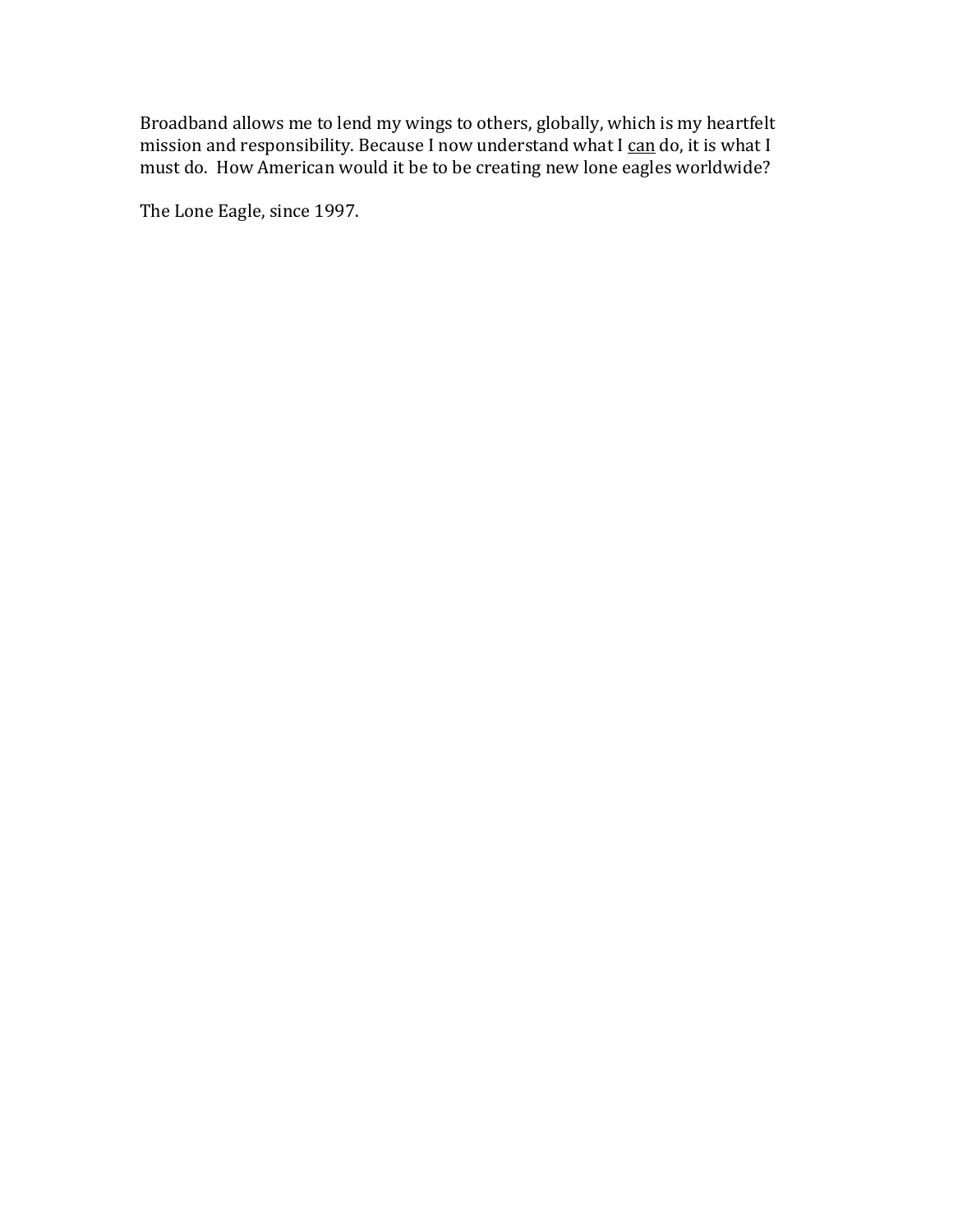Broadband allows me to lend my wings to others, globally, which is my heartfelt mission and responsibility. Because I now understand what I <u>can</u> do, it is what I must do. How American would it be to be creating new lone eagles worldwide?

The Lone Eagle, since 1997.